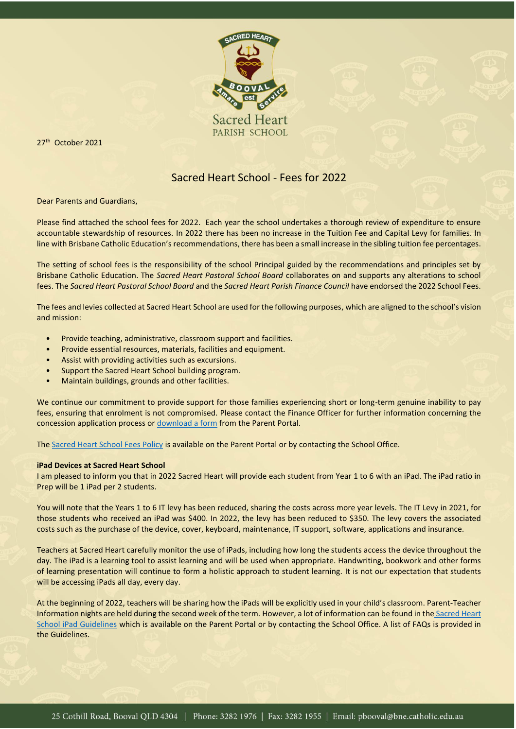Sacred Heart
PARISH SCHOOL

27th October 2021

# Sacred Heart School - Fees for 2022

Dear Parents and Guardians,

Please find attached the school fees for 2022. Each year the school undertakes a thorough review of expenditure to ensure accountable stewardship of resources. In 2022 there has been no increase in the Tuition Fee and Capital Levy for families. In line with Brisbane Catholic Education's recommendations, there has been a small increase in the sibling tuition fee percentages.

The setting of school fees is the responsibility of the school Principal guided by the recommendations and principles set by Brisbane Catholic Education. The *Sacred Heart Pastoral School Board* collaborates on and supports any alterations to school fees. The *Sacred Heart Pastoral School Board* and the *Sacred Heart Parish Finance Council* have endorsed the 2022 School Fees.

The fees and levies collected at Sacred Heart School are used for the following purposes, which are aligned to the school's vision and mission:

- Provide teaching, administrative, classroom support and facilities.
- Provide essential resources, materials, facilities and equipment.
- Assist with providing activities such as excursions.
- Support the Sacred Heart School building program.
- Maintain buildings, grounds and other facilities.

We continue our commitment to provide support for those families experiencing short or long-term genuine inability to pay fees, ensuring that enrolment is not compromised. Please contact the Finance Officer for further information concerning the concession application process or download a form from the Parent Portal.

The Sacred Heart School Fees Policy is available on the Parent Portal or by contacting the School Office.

**iPad Devices at Sacred Heart School**

I am pleased to inform you that in 2022 Sacred Heart will provide each student from Year 1 to 6 with an iPad. The iPad ratio in Prep will be 1 iPad per 2 students.

You will note that the Years 1 to 6 IT levy has been reduced, sharing the costs across more year levels. The IT Levy in 2021, for those students who received an iPad was $400. In 2022, the levy has been reduced to $350. The levy covers the associated costs such as the purchase of the device, cover, keyboard, maintenance, IT support, software, applications and insurance.

Teachers at Sacred Heart carefully monitor the use of iPads, including how long the students access the device throughout the day. The iPad is a learning tool to assist learning and will be used when appropriate. Handwriting, bookwork and other forms of learning presentation will continue to form a holistic approach to student learning. It is not our expectation that students will be accessing iPads all day, every day.

At the beginning of 2022, teachers will be sharing how the iPads will be explicitly used in your child's classroom. Parent-Teacher Information nights are held during the second week of the term. However, a lot of information can be found in the Sacred Heart School iPad Guidelines which is available on the Parent Portal or by contacting the School Office. A list of FAQs is provided in the Guidelines.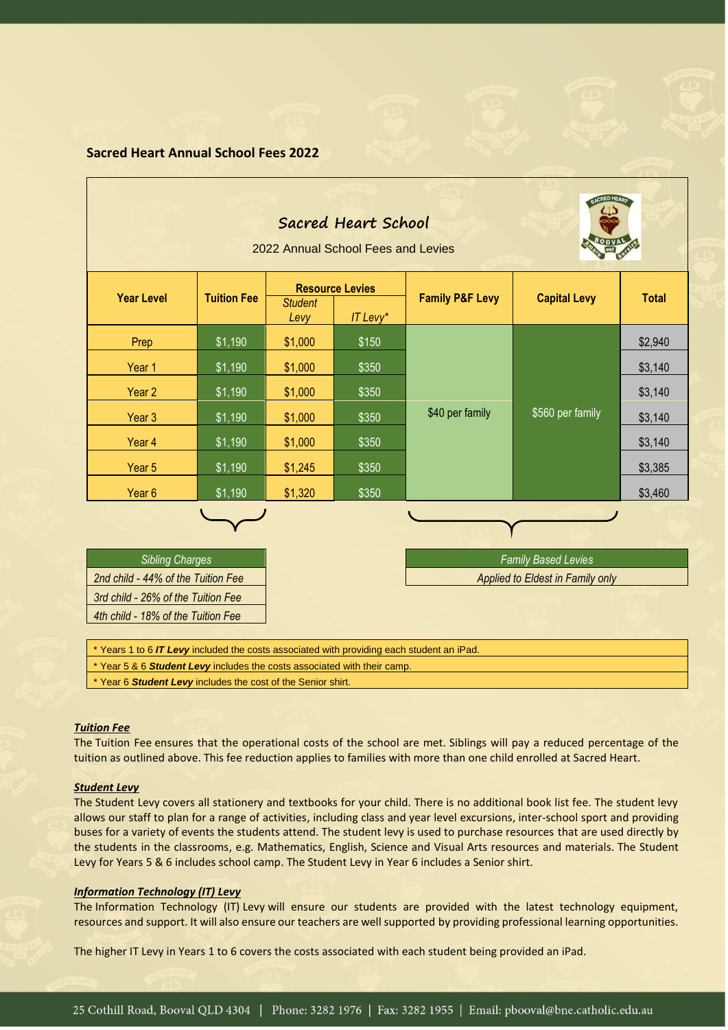## Sacred Heart Annual School Fees 2022

### Sacred Heart School

2022 Annual School Fees and Levies

| Year Level | Tuition Fee | Resource Levies | | Family P&F Levy | Capital Levy | Total |
|---|---|---|---|---|---|---|
| | | *Student Levy* | *IT Levy** | | | |
| Prep | $1,190 | $1,000 | $150 | $40 per family | $560 per family | $2,940 |
| Year 1 | $1,190 | $1,000 | $350 | | | $3,140 |
| Year 2 | $1,190 | $1,000 | $350 | | | $3,140 |
| Year 3 | $1,190 | $1,000 | $350 | | | $3,140 |
| Year 4 | $1,190 | $1,000 | $350 | | | $3,140 |
| Year 5 | $1,190 | $1,245 | $350 | | | $3,385 |
| Year 6 | $1,190 | $1,320 | $350 | | | $3,460 |

| *Sibling Charges* |
|---|
| *2nd child - 44% of the Tuition Fee* |
| *3rd child - 26% of the Tuition Fee* |
| *4th child - 18% of the Tuition Fee* |

| *Family Based Levies* |
|---|
| *Applied to Eldest in Family only* |

* Years 1 to 6 ***IT Levy*** included the costs associated with providing each student an iPad.
* Year 5 & 6 ***Student Levy*** includes the costs associated with their camp.
* Year 6 ***Student Levy*** includes the cost of the Senior shirt.

***Tuition Fee***

The Tuition Fee ensures that the operational costs of the school are met. Siblings will pay a reduced percentage of the tuition as outlined above. This fee reduction applies to families with more than one child enrolled at Sacred Heart.

***Student Levy***

The Student Levy covers all stationery and textbooks for your child. There is no additional book list fee. The student levy allows our staff to plan for a range of activities, including class and year level excursions, inter-school sport and providing buses for a variety of events the students attend. The student levy is used to purchase resources that are used directly by the students in the classrooms, e.g. Mathematics, English, Science and Visual Arts resources and materials. The Student Levy for Years 5 & 6 includes school camp. The Student Levy in Year 6 includes a Senior shirt.

***Information Technology (IT) Levy***

The Information Technology (IT) Levy will ensure our students are provided with the latest technology equipment, resources and support. It will also ensure our teachers are well supported by providing professional learning opportunities.

The higher IT Levy in Years 1 to 6 covers the costs associated with each student being provided an iPad.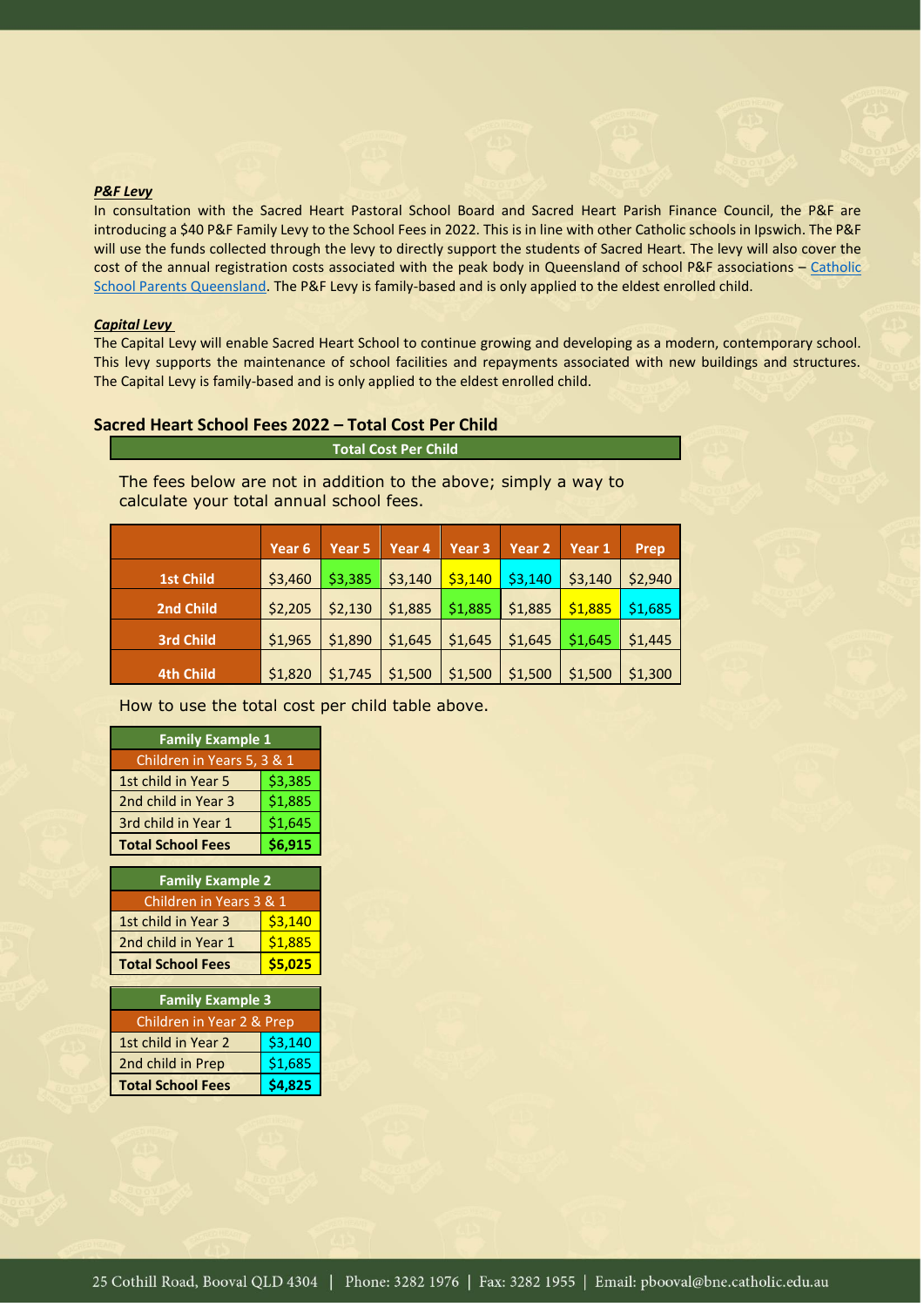***P&F Levy***

In consultation with the Sacred Heart Pastoral School Board and Sacred Heart Parish Finance Council, the P&F are introducing a $40 P&F Family Levy to the School Fees in 2022. This is in line with other Catholic schools in Ipswich. The P&F will use the funds collected through the levy to directly support the students of Sacred Heart. The levy will also cover the cost of the annual registration costs associated with the peak body in Queensland of school P&F associations – Catholic School Parents Queensland. The P&F Levy is family-based and is only applied to the eldest enrolled child.

***Capital Levy***

The Capital Levy will enable Sacred Heart School to continue growing and developing as a modern, contemporary school. This levy supports the maintenance of school facilities and repayments associated with new buildings and structures. The Capital Levy is family-based and is only applied to the eldest enrolled child.

## Sacred Heart School Fees 2022 – Total Cost Per Child

**Total Cost Per Child**

The fees below are not in addition to the above; simply a way to calculate your total annual school fees.

| | Year 6 | Year 5 | Year 4 | Year 3 | Year 2 | Year 1 | Prep |
|---|---|---|---|---|---|---|---|
| **1st Child** | $3,460 | $3,385 | $3,140 | $3,140 | $3,140 | $3,140 | $2,940 |
| **2nd Child** | $2,205 | $2,130 | $1,885 | $1,885 | $1,885 | $1,885 | $1,685 |
| **3rd Child** | $1,965 | $1,890 | $1,645 | $1,645 | $1,645 | $1,645 | $1,445 |
| **4th Child** | $1,820 | $1,745 | $1,500 | $1,500 | $1,500 | $1,500 | $1,300 |

How to use the total cost per child table above.

| Family Example 1 | |
|---|---|
| Children in Years 5, 3 & 1 | |
| 1st child in Year 5 | $3,385 |
| 2nd child in Year 3 | $1,885 |
| 3rd child in Year 1 | $1,645 |
| **Total School Fees** | **$6,915** |

| Family Example 2 | |
|---|---|
| Children in Years 3 & 1 | |
| 1st child in Year 3 | $3,140 |
| 2nd child in Year 1 | $1,885 |
| **Total School Fees** | **$5,025** |

| Family Example 3 | |
|---|---|
| Children in Year 2 & Prep | |
| 1st child in Year 2 | $3,140 |
| 2nd child in Prep | $1,685 |
| **Total School Fees** | **$4,825** |

25 Cothill Road, Booval QLD 4304 | Phone: 3282 1976 | Fax: 3282 1955 | Email: pbooval@bne.catholic.edu.au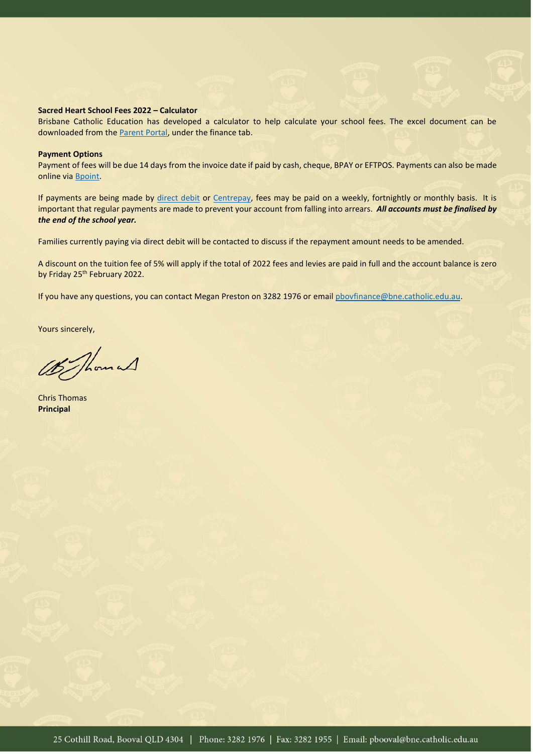**Sacred Heart School Fees 2022 – Calculator**

Brisbane Catholic Education has developed a calculator to help calculate your school fees. The excel document can be downloaded from the Parent Portal, under the finance tab.

**Payment Options**

Payment of fees will be due 14 days from the invoice date if paid by cash, cheque, BPAY or EFTPOS. Payments can also be made online via Bpoint.

If payments are being made by direct debit or Centrepay, fees may be paid on a weekly, fortnightly or monthly basis. It is important that regular payments are made to prevent your account from falling into arrears. ***All accounts must be finalised by the end of the school year.***

Families currently paying via direct debit will be contacted to discuss if the repayment amount needs to be amended.

A discount on the tuition fee of 5% will apply if the total of 2022 fees and levies are paid in full and the account balance is zero by Friday 25th February 2022.

If you have any questions, you can contact Megan Preston on 3282 1976 or email pbovfinance@bne.catholic.edu.au.

Yours sincerely,

Chris Thomas
**Principal**